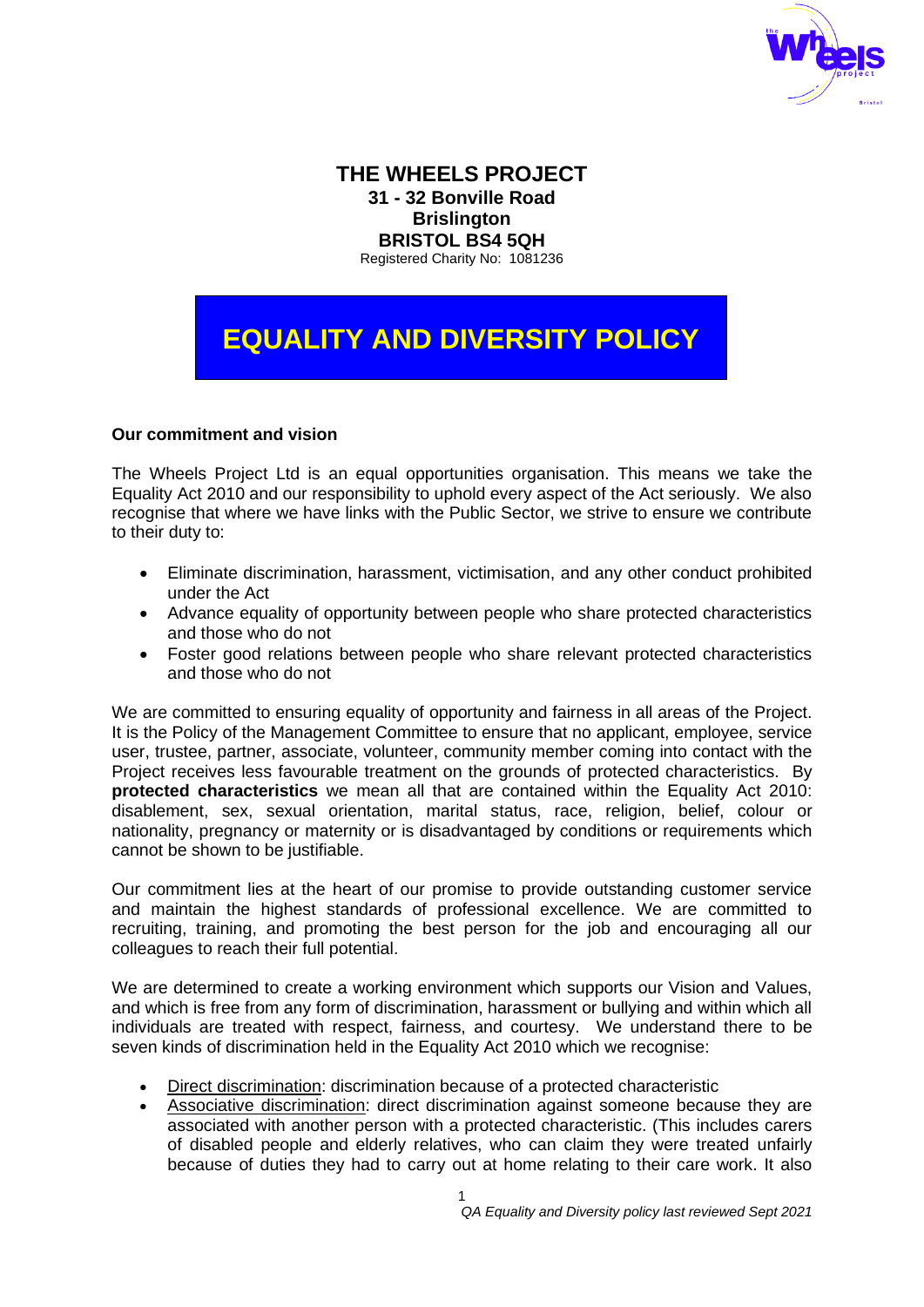# THE WHEELS PROJECT

**31 - 32 Bonville Road**
**Brislington**
**BRISTOL BS4 5QH**
Registered Charity No: 1081236

# EQUALITY AND DIVERSITY POLICY

**Our commitment and vision**

The Wheels Project Ltd is an equal opportunities organisation. This means we take the Equality Act 2010 and our responsibility to uphold every aspect of the Act seriously. We also recognise that where we have links with the Public Sector, we strive to ensure we contribute to their duty to:

- Eliminate discrimination, harassment, victimisation, and any other conduct prohibited under the Act
- Advance equality of opportunity between people who share protected characteristics and those who do not
- Foster good relations between people who share relevant protected characteristics and those who do not

We are committed to ensuring equality of opportunity and fairness in all areas of the Project. It is the Policy of the Management Committee to ensure that no applicant, employee, service user, trustee, partner, associate, volunteer, community member coming into contact with the Project receives less favourable treatment on the grounds of protected characteristics. By **protected characteristics** we mean all that are contained within the Equality Act 2010: disablement, sex, sexual orientation, marital status, race, religion, belief, colour or nationality, pregnancy or maternity or is disadvantaged by conditions or requirements which cannot be shown to be justifiable.

Our commitment lies at the heart of our promise to provide outstanding customer service and maintain the highest standards of professional excellence. We are committed to recruiting, training, and promoting the best person for the job and encouraging all our colleagues to reach their full potential.

We are determined to create a working environment which supports our Vision and Values, and which is free from any form of discrimination, harassment or bullying and within which all individuals are treated with respect, fairness, and courtesy. We understand there to be seven kinds of discrimination held in the Equality Act 2010 which we recognise:

- Direct discrimination: discrimination because of a protected characteristic
- Associative discrimination: direct discrimination against someone because they are associated with another person with a protected characteristic. (This includes carers of disabled people and elderly relatives, who can claim they were treated unfairly because of duties they had to carry out at home relating to their care work. It also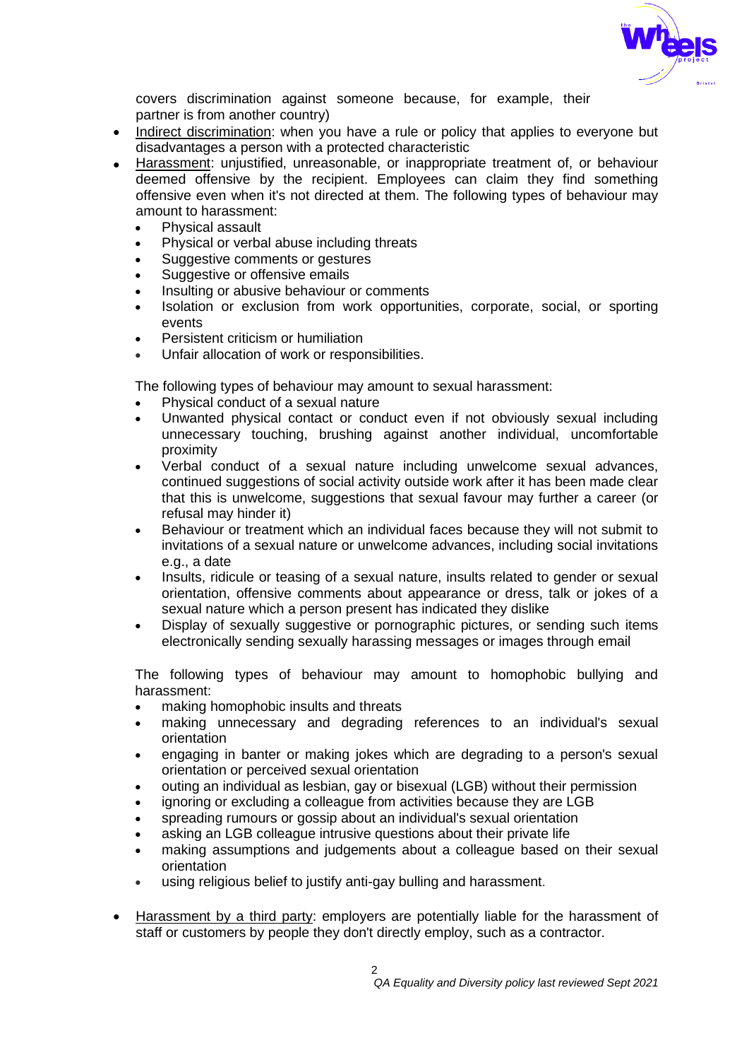covers discrimination against someone because, for example, their partner is from another country)

- Indirect discrimination: when you have a rule or policy that applies to everyone but disadvantages a person with a protected characteristic
- Harassment: unjustified, unreasonable, or inappropriate treatment of, or behaviour deemed offensive by the recipient. Employees can claim they find something offensive even when it's not directed at them. The following types of behaviour may amount to harassment:
  - Physical assault
  - Physical or verbal abuse including threats
  - Suggestive comments or gestures
  - Suggestive or offensive emails
  - Insulting or abusive behaviour or comments
  - Isolation or exclusion from work opportunities, corporate, social, or sporting events
  - Persistent criticism or humiliation
  - Unfair allocation of work or responsibilities.

  The following types of behaviour may amount to sexual harassment:
  - Physical conduct of a sexual nature
  - Unwanted physical contact or conduct even if not obviously sexual including unnecessary touching, brushing against another individual, uncomfortable proximity
  - Verbal conduct of a sexual nature including unwelcome sexual advances, continued suggestions of social activity outside work after it has been made clear that this is unwelcome, suggestions that sexual favour may further a career (or refusal may hinder it)
  - Behaviour or treatment which an individual faces because they will not submit to invitations of a sexual nature or unwelcome advances, including social invitations e.g., a date
  - Insults, ridicule or teasing of a sexual nature, insults related to gender or sexual orientation, offensive comments about appearance or dress, talk or jokes of a sexual nature which a person present has indicated they dislike
  - Display of sexually suggestive or pornographic pictures, or sending such items electronically sending sexually harassing messages or images through email

  The following types of behaviour may amount to homophobic bullying and harassment:
  - making homophobic insults and threats
  - making unnecessary and degrading references to an individual's sexual orientation
  - engaging in banter or making jokes which are degrading to a person's sexual orientation or perceived sexual orientation
  - outing an individual as lesbian, gay or bisexual (LGB) without their permission
  - ignoring or excluding a colleague from activities because they are LGB
  - spreading rumours or gossip about an individual's sexual orientation
  - asking an LGB colleague intrusive questions about their private life
  - making assumptions and judgements about a colleague based on their sexual orientation
  - using religious belief to justify anti-gay bulling and harassment.

- Harassment by a third party: employers are potentially liable for the harassment of staff or customers by people they don't directly employ, such as a contractor.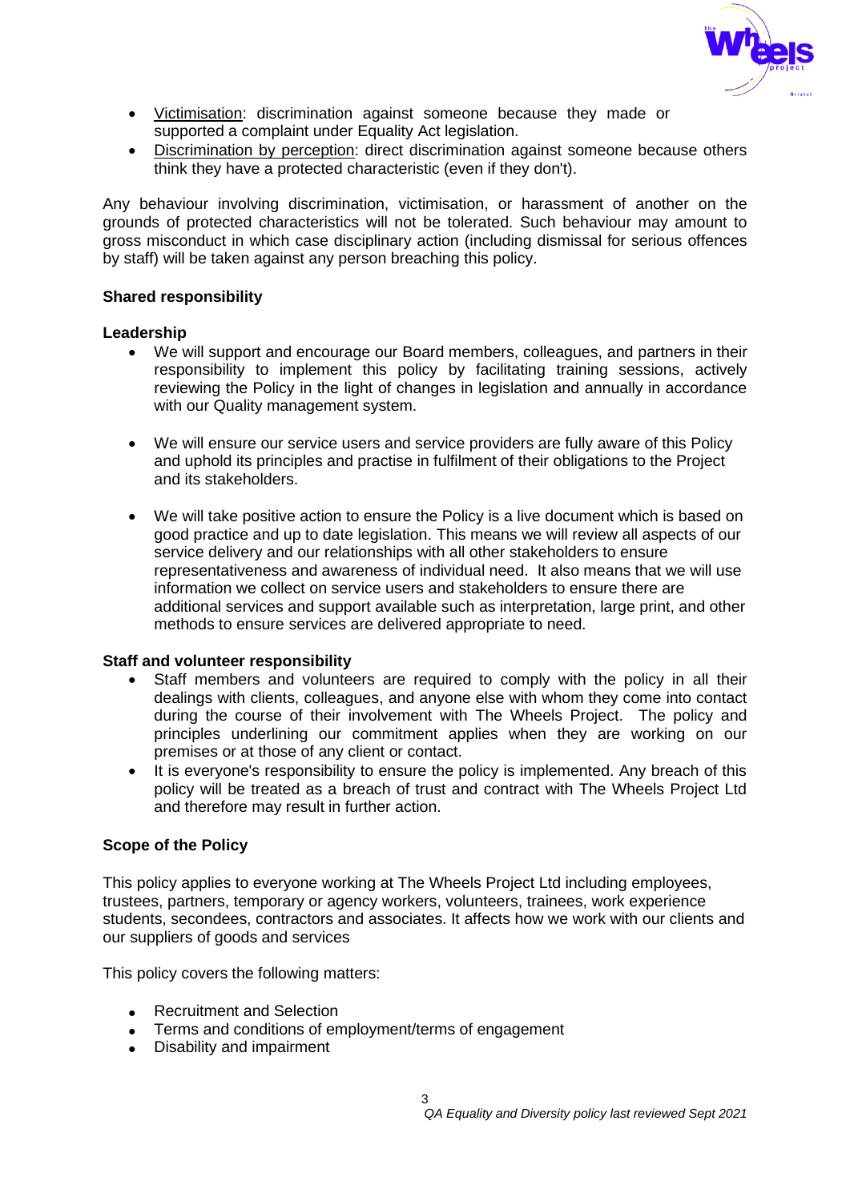- Victimisation: discrimination against someone because they made or supported a complaint under Equality Act legislation.
- Discrimination by perception: direct discrimination against someone because others think they have a protected characteristic (even if they don't).

Any behaviour involving discrimination, victimisation, or harassment of another on the grounds of protected characteristics will not be tolerated. Such behaviour may amount to gross misconduct in which case disciplinary action (including dismissal for serious offences by staff) will be taken against any person breaching this policy.

**Shared responsibility**

**Leadership**

- We will support and encourage our Board members, colleagues, and partners in their responsibility to implement this policy by facilitating training sessions, actively reviewing the Policy in the light of changes in legislation and annually in accordance with our Quality management system.

- We will ensure our service users and service providers are fully aware of this Policy and uphold its principles and practise in fulfilment of their obligations to the Project and its stakeholders.

- We will take positive action to ensure the Policy is a live document which is based on good practice and up to date legislation. This means we will review all aspects of our service delivery and our relationships with all other stakeholders to ensure representativeness and awareness of individual need. It also means that we will use information we collect on service users and stakeholders to ensure there are additional services and support available such as interpretation, large print, and other methods to ensure services are delivered appropriate to need.

**Staff and volunteer responsibility**

- Staff members and volunteers are required to comply with the policy in all their dealings with clients, colleagues, and anyone else with whom they come into contact during the course of their involvement with The Wheels Project. The policy and principles underlining our commitment applies when they are working on our premises or at those of any client or contact.
- It is everyone's responsibility to ensure the policy is implemented. Any breach of this policy will be treated as a breach of trust and contract with The Wheels Project Ltd and therefore may result in further action.

**Scope of the Policy**

This policy applies to everyone working at The Wheels Project Ltd including employees, trustees, partners, temporary or agency workers, volunteers, trainees, work experience students, secondees, contractors and associates. It affects how we work with our clients and our suppliers of goods and services

This policy covers the following matters:

- Recruitment and Selection
- Terms and conditions of employment/terms of engagement
- Disability and impairment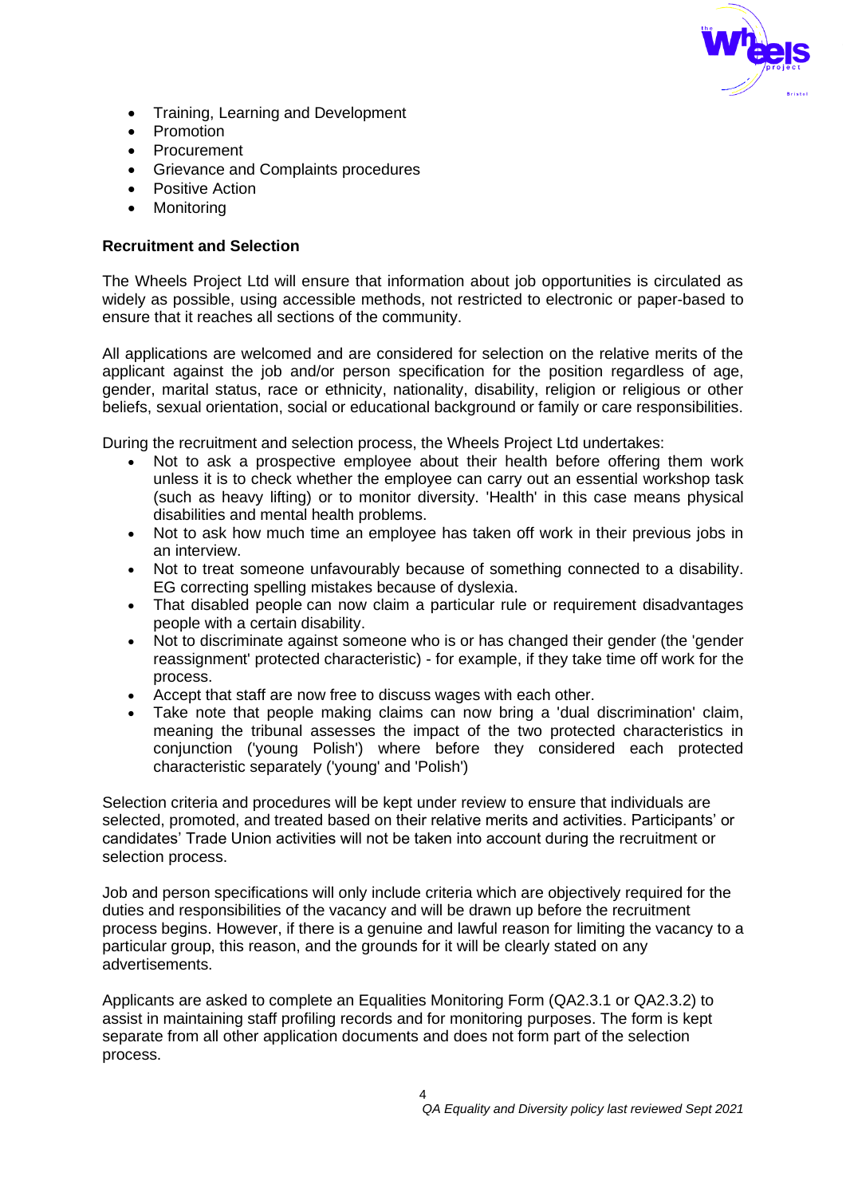- Training, Learning and Development
- Promotion
- Procurement
- Grievance and Complaints procedures
- Positive Action
- Monitoring

**Recruitment and Selection**

The Wheels Project Ltd will ensure that information about job opportunities is circulated as widely as possible, using accessible methods, not restricted to electronic or paper-based to ensure that it reaches all sections of the community.

All applications are welcomed and are considered for selection on the relative merits of the applicant against the job and/or person specification for the position regardless of age, gender, marital status, race or ethnicity, nationality, disability, religion or religious or other beliefs, sexual orientation, social or educational background or family or care responsibilities.

During the recruitment and selection process, the Wheels Project Ltd undertakes:

- Not to ask a prospective employee about their health before offering them work unless it is to check whether the employee can carry out an essential workshop task (such as heavy lifting) or to monitor diversity. 'Health' in this case means physical disabilities and mental health problems.
- Not to ask how much time an employee has taken off work in their previous jobs in an interview.
- Not to treat someone unfavourably because of something connected to a disability. EG correcting spelling mistakes because of dyslexia.
- That disabled people can now claim a particular rule or requirement disadvantages people with a certain disability.
- Not to discriminate against someone who is or has changed their gender (the 'gender reassignment' protected characteristic) - for example, if they take time off work for the process.
- Accept that staff are now free to discuss wages with each other.
- Take note that people making claims can now bring a 'dual discrimination' claim, meaning the tribunal assesses the impact of the two protected characteristics in conjunction ('young Polish') where before they considered each protected characteristic separately ('young' and 'Polish')

Selection criteria and procedures will be kept under review to ensure that individuals are selected, promoted, and treated based on their relative merits and activities. Participants' or candidates' Trade Union activities will not be taken into account during the recruitment or selection process.

Job and person specifications will only include criteria which are objectively required for the duties and responsibilities of the vacancy and will be drawn up before the recruitment process begins. However, if there is a genuine and lawful reason for limiting the vacancy to a particular group, this reason, and the grounds for it will be clearly stated on any advertisements.

Applicants are asked to complete an Equalities Monitoring Form (QA2.3.1 or QA2.3.2) to assist in maintaining staff profiling records and for monitoring purposes. The form is kept separate from all other application documents and does not form part of the selection process.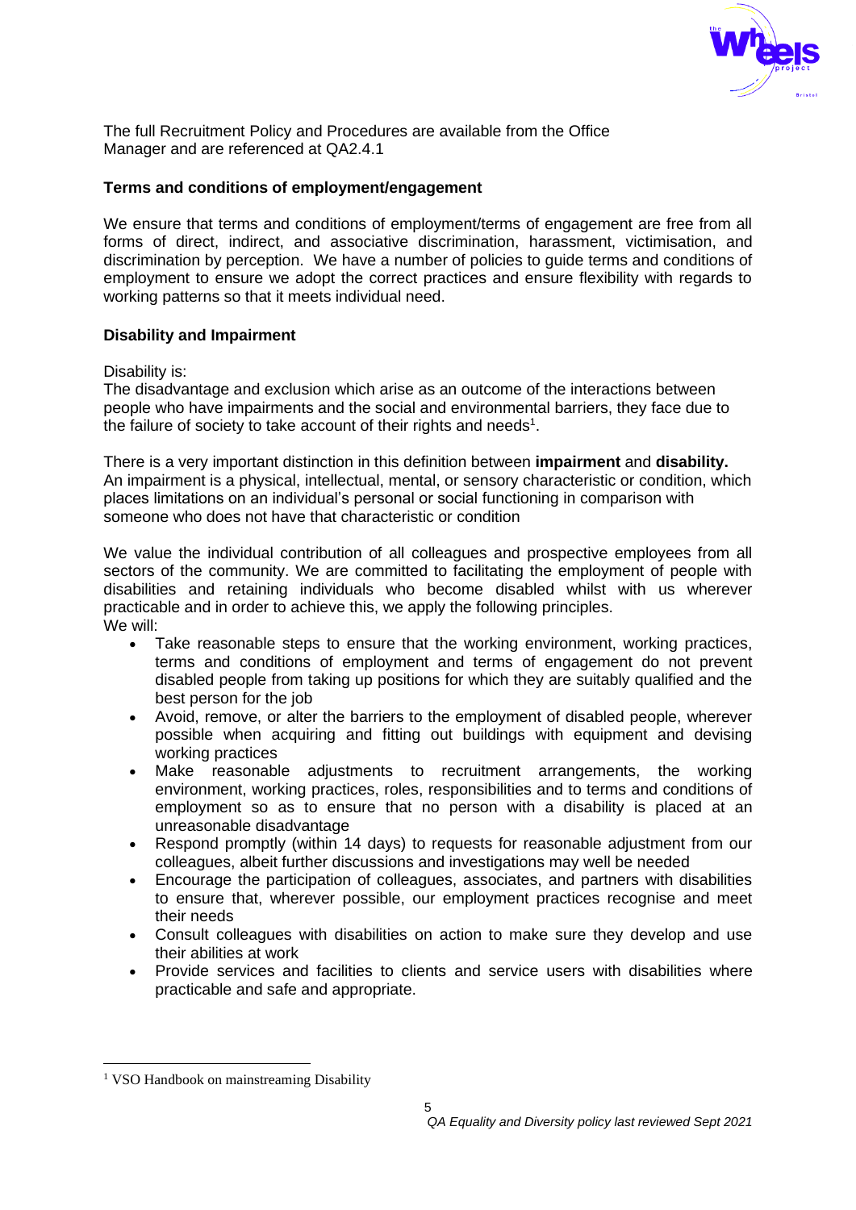The full Recruitment Policy and Procedures are available from the Office Manager and are referenced at QA2.4.1

**Terms and conditions of employment/engagement**

We ensure that terms and conditions of employment/terms of engagement are free from all forms of direct, indirect, and associative discrimination, harassment, victimisation, and discrimination by perception. We have a number of policies to guide terms and conditions of employment to ensure we adopt the correct practices and ensure flexibility with regards to working patterns so that it meets individual need.

**Disability and Impairment**

Disability is:
The disadvantage and exclusion which arise as an outcome of the interactions between people who have impairments and the social and environmental barriers, they face due to the failure of society to take account of their rights and needs[1].

There is a very important distinction in this definition between **impairment** and **disability.** An impairment is a physical, intellectual, mental, or sensory characteristic or condition, which places limitations on an individual's personal or social functioning in comparison with someone who does not have that characteristic or condition

We value the individual contribution of all colleagues and prospective employees from all sectors of the community. We are committed to facilitating the employment of people with disabilities and retaining individuals who become disabled whilst with us wherever practicable and in order to achieve this, we apply the following principles.
We will:

- Take reasonable steps to ensure that the working environment, working practices, terms and conditions of employment and terms of engagement do not prevent disabled people from taking up positions for which they are suitably qualified and the best person for the job
- Avoid, remove, or alter the barriers to the employment of disabled people, wherever possible when acquiring and fitting out buildings with equipment and devising working practices
- Make reasonable adjustments to recruitment arrangements, the working environment, working practices, roles, responsibilities and to terms and conditions of employment so as to ensure that no person with a disability is placed at an unreasonable disadvantage
- Respond promptly (within 14 days) to requests for reasonable adjustment from our colleagues, albeit further discussions and investigations may well be needed
- Encourage the participation of colleagues, associates, and partners with disabilities to ensure that, wherever possible, our employment practices recognise and meet their needs
- Consult colleagues with disabilities on action to make sure they develop and use their abilities at work
- Provide services and facilities to clients and service users with disabilities where practicable and safe and appropriate.

[1] VSO Handbook on mainstreaming Disability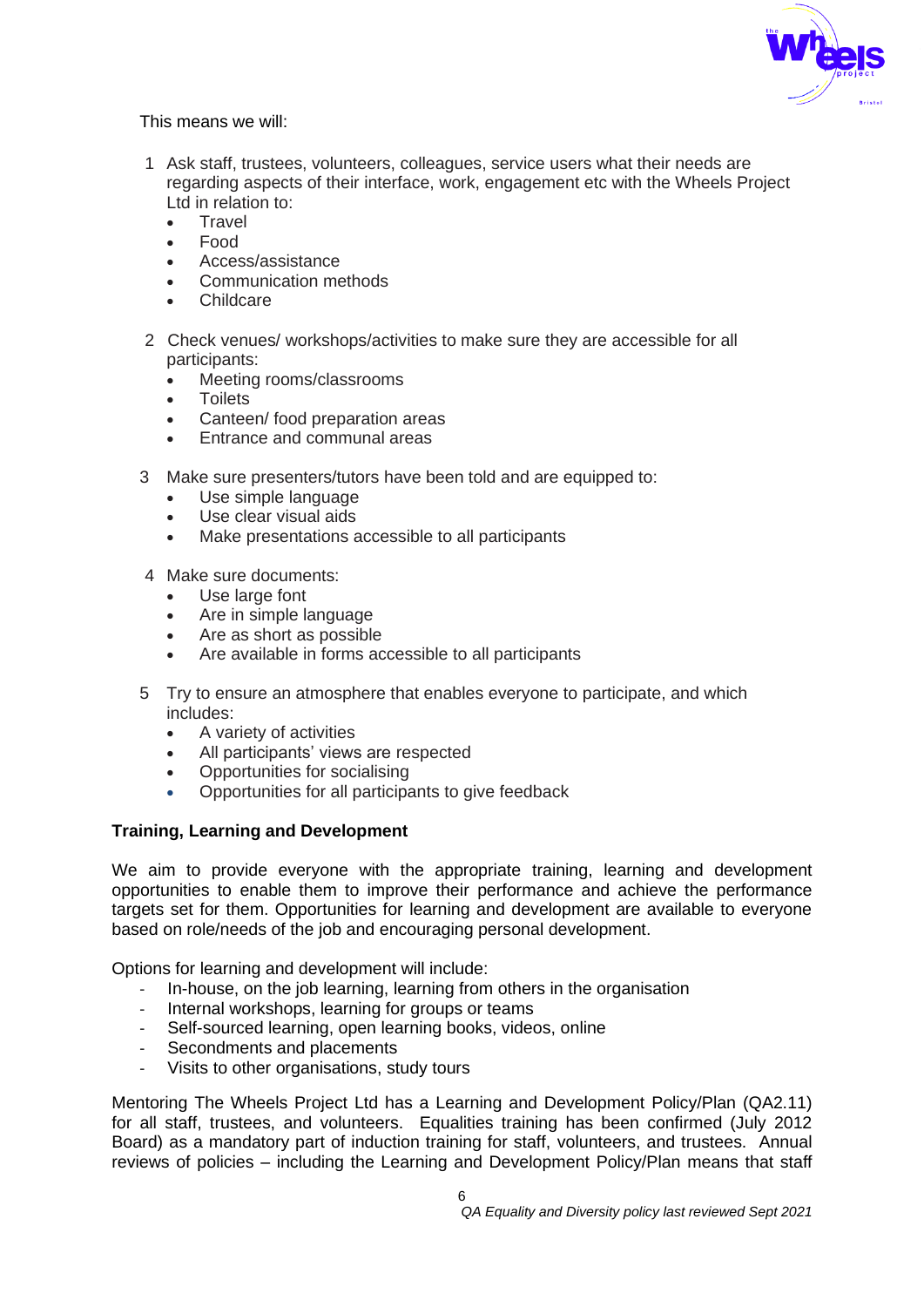This means we will:

1. Ask staff, trustees, volunteers, colleagues, service users what their needs are regarding aspects of their interface, work, engagement etc with the Wheels Project Ltd in relation to:
    - Travel
    - Food
    - Access/assistance
    - Communication methods
    - Childcare

2. Check venues/ workshops/activities to make sure they are accessible for all participants:
    - Meeting rooms/classrooms
    - Toilets
    - Canteen/ food preparation areas
    - Entrance and communal areas

3. Make sure presenters/tutors have been told and are equipped to:
    - Use simple language
    - Use clear visual aids
    - Make presentations accessible to all participants

4. Make sure documents:
    - Use large font
    - Are in simple language
    - Are as short as possible
    - Are available in forms accessible to all participants

5. Try to ensure an atmosphere that enables everyone to participate, and which includes:
    - A variety of activities
    - All participants' views are respected
    - Opportunities for socialising
    - Opportunities for all participants to give feedback

**Training, Learning and Development**

We aim to provide everyone with the appropriate training, learning and development opportunities to enable them to improve their performance and achieve the performance targets set for them. Opportunities for learning and development are available to everyone based on role/needs of the job and encouraging personal development.

Options for learning and development will include:

- In-house, on the job learning, learning from others in the organisation
- Internal workshops, learning for groups or teams
- Self-sourced learning, open learning books, videos, online
- Secondments and placements
- Visits to other organisations, study tours

Mentoring The Wheels Project Ltd has a Learning and Development Policy/Plan (QA2.11) for all staff, trustees, and volunteers. Equalities training has been confirmed (July 2012 Board) as a mandatory part of induction training for staff, volunteers, and trustees. Annual reviews of policies – including the Learning and Development Policy/Plan means that staff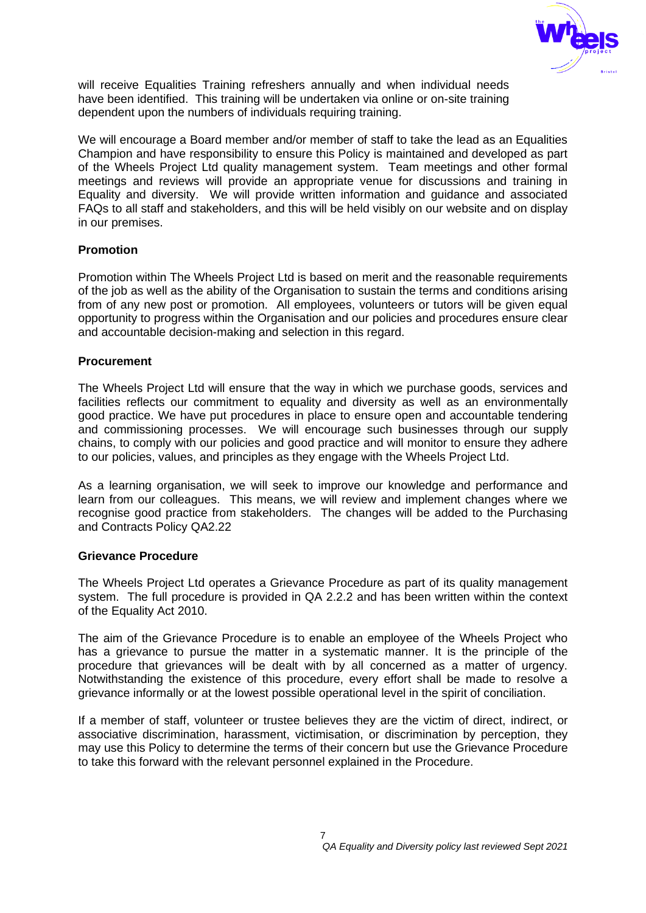will receive Equalities Training refreshers annually and when individual needs have been identified. This training will be undertaken via online or on-site training dependent upon the numbers of individuals requiring training.

We will encourage a Board member and/or member of staff to take the lead as an Equalities Champion and have responsibility to ensure this Policy is maintained and developed as part of the Wheels Project Ltd quality management system. Team meetings and other formal meetings and reviews will provide an appropriate venue for discussions and training in Equality and diversity. We will provide written information and guidance and associated FAQs to all staff and stakeholders, and this will be held visibly on our website and on display in our premises.

**Promotion**

Promotion within The Wheels Project Ltd is based on merit and the reasonable requirements of the job as well as the ability of the Organisation to sustain the terms and conditions arising from of any new post or promotion. All employees, volunteers or tutors will be given equal opportunity to progress within the Organisation and our policies and procedures ensure clear and accountable decision-making and selection in this regard.

**Procurement**

The Wheels Project Ltd will ensure that the way in which we purchase goods, services and facilities reflects our commitment to equality and diversity as well as an environmentally good practice. We have put procedures in place to ensure open and accountable tendering and commissioning processes. We will encourage such businesses through our supply chains, to comply with our policies and good practice and will monitor to ensure they adhere to our policies, values, and principles as they engage with the Wheels Project Ltd.

As a learning organisation, we will seek to improve our knowledge and performance and learn from our colleagues. This means, we will review and implement changes where we recognise good practice from stakeholders. The changes will be added to the Purchasing and Contracts Policy QA2.22

**Grievance Procedure**

The Wheels Project Ltd operates a Grievance Procedure as part of its quality management system. The full procedure is provided in QA 2.2.2 and has been written within the context of the Equality Act 2010.

The aim of the Grievance Procedure is to enable an employee of the Wheels Project who has a grievance to pursue the matter in a systematic manner. It is the principle of the procedure that grievances will be dealt with by all concerned as a matter of urgency. Notwithstanding the existence of this procedure, every effort shall be made to resolve a grievance informally or at the lowest possible operational level in the spirit of conciliation.

If a member of staff, volunteer or trustee believes they are the victim of direct, indirect, or associative discrimination, harassment, victimisation, or discrimination by perception, they may use this Policy to determine the terms of their concern but use the Grievance Procedure to take this forward with the relevant personnel explained in the Procedure.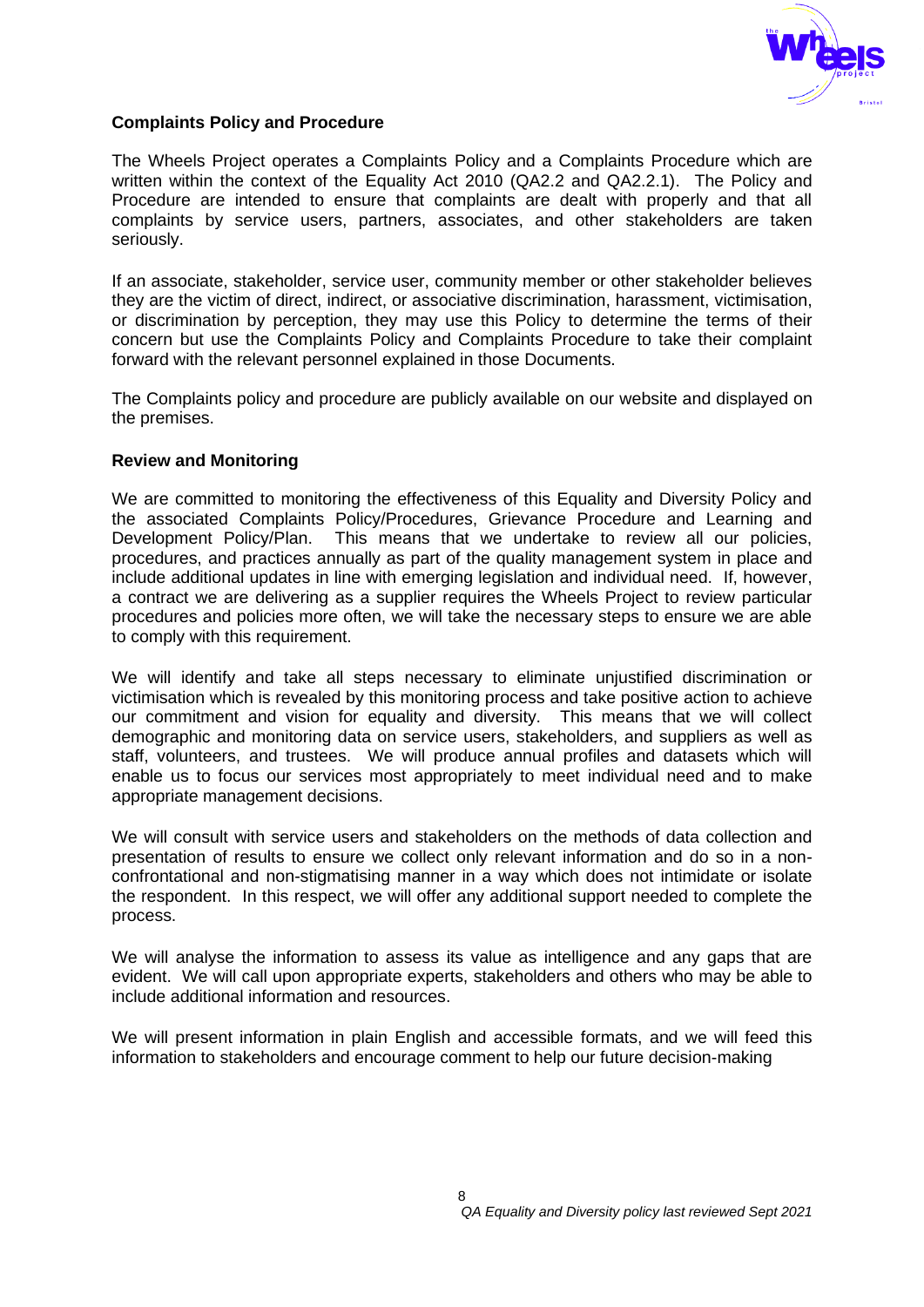## Complaints Policy and Procedure

The Wheels Project operates a Complaints Policy and a Complaints Procedure which are written within the context of the Equality Act 2010 (QA2.2 and QA2.2.1). The Policy and Procedure are intended to ensure that complaints are dealt with properly and that all complaints by service users, partners, associates, and other stakeholders are taken seriously.

If an associate, stakeholder, service user, community member or other stakeholder believes they are the victim of direct, indirect, or associative discrimination, harassment, victimisation, or discrimination by perception, they may use this Policy to determine the terms of their concern but use the Complaints Policy and Complaints Procedure to take their complaint forward with the relevant personnel explained in those Documents.

The Complaints policy and procedure are publicly available on our website and displayed on the premises.

## Review and Monitoring

We are committed to monitoring the effectiveness of this Equality and Diversity Policy and the associated Complaints Policy/Procedures, Grievance Procedure and Learning and Development Policy/Plan. This means that we undertake to review all our policies, procedures, and practices annually as part of the quality management system in place and include additional updates in line with emerging legislation and individual need. If, however, a contract we are delivering as a supplier requires the Wheels Project to review particular procedures and policies more often, we will take the necessary steps to ensure we are able to comply with this requirement.

We will identify and take all steps necessary to eliminate unjustified discrimination or victimisation which is revealed by this monitoring process and take positive action to achieve our commitment and vision for equality and diversity. This means that we will collect demographic and monitoring data on service users, stakeholders, and suppliers as well as staff, volunteers, and trustees. We will produce annual profiles and datasets which will enable us to focus our services most appropriately to meet individual need and to make appropriate management decisions.

We will consult with service users and stakeholders on the methods of data collection and presentation of results to ensure we collect only relevant information and do so in a non-confrontational and non-stigmatising manner in a way which does not intimidate or isolate the respondent. In this respect, we will offer any additional support needed to complete the process.

We will analyse the information to assess its value as intelligence and any gaps that are evident. We will call upon appropriate experts, stakeholders and others who may be able to include additional information and resources.

We will present information in plain English and accessible formats, and we will feed this information to stakeholders and encourage comment to help our future decision-making